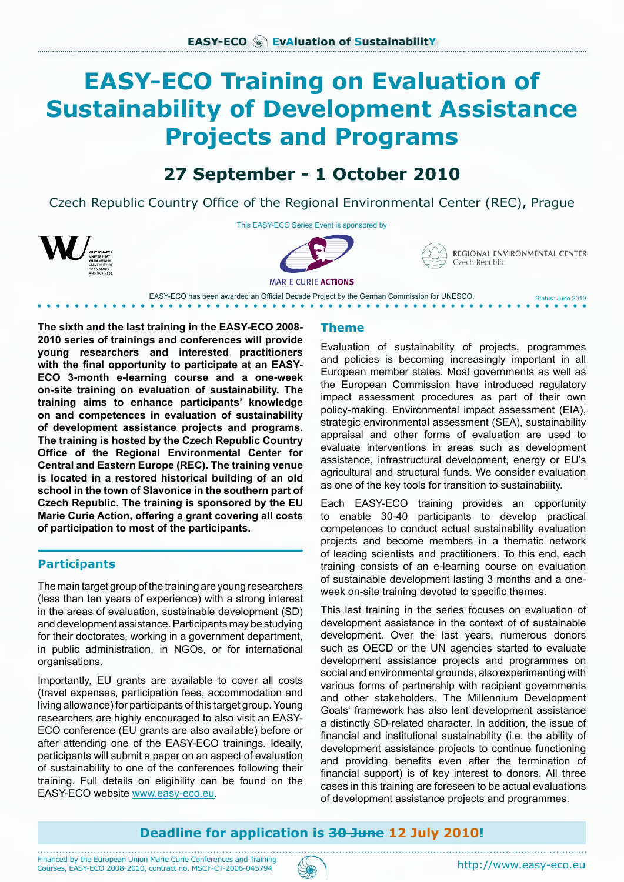EASY-ECO EvAluation of SustainabilitY

# EASY-ECO Training on Evaluation of Sustainability of Development Assistance Projects and Programs

## 27 September - 1 October 2010

Czech Republic Country Office of the Regional Environmental Center (REC), Prague

This EASY-ECO Series Event is sponsored by

MARIE CURIE ACTIONS

REGIONAL ENVIRONMENTAL CENTER Czech Republic

EASY-ECO has been awarded an Official Decade Project by the German Commission for UNESCO.

Status: June 2010

**The sixth and the last training in the EASY-ECO 2008-2010 series of trainings and conferences will provide young researchers and interested practitioners with the final opportunity to participate at an EASY-ECO 3-month e-learning course and a one-week on-site training on evaluation of sustainability. The training aims to enhance participants' knowledge on and competences in evaluation of sustainability of development assistance projects and programs. The training is hosted by the Czech Republic Country Office of the Regional Environmental Center for Central and Eastern Europe (REC). The training venue is located in a restored historical building of an old school in the town of Slavonice in the southern part of Czech Republic. The training is sponsored by the EU Marie Curie Action, offering a grant covering all costs of participation to most of the participants.**

## Participants

The main target group of the training are young researchers (less than ten years of experience) with a strong interest in the areas of evaluation, sustainable development (SD) and development assistance. Participants may be studying for their doctorates, working in a government department, in public administration, in NGOs, or for international organisations.

Importantly, EU grants are available to cover all costs (travel expenses, participation fees, accommodation and living allowance) for participants of this target group. Young researchers are highly encouraged to also visit an EASY-ECO conference (EU grants are also available) before or after attending one of the EASY-ECO trainings. Ideally, participants will submit a paper on an aspect of evaluation of sustainability to one of the conferences following their training. Full details on eligibility can be found on the EASY-ECO website [www.easy-eco.eu](http://www.easy-eco.eu).

## Theme

Evaluation of sustainability of projects, programmes and policies is becoming increasingly important in all European member states. Most governments as well as the European Commission have introduced regulatory impact assessment procedures as part of their own policy-making. Environmental impact assessment (EIA), strategic environmental assessment (SEA), sustainability appraisal and other forms of evaluation are used to evaluate interventions in areas such as development assistance, infrastructural development, energy or EU's agricultural and structural funds. We consider evaluation as one of the key tools for transition to sustainability.

Each EASY-ECO training provides an opportunity to enable 30-40 participants to develop practical competences to conduct actual sustainability evaluation projects and become members in a thematic network of leading scientists and practitioners. To this end, each training consists of an e-learning course on evaluation of sustainable development lasting 3 months and a one-week on-site training devoted to specific themes.

This last training in the series focuses on evaluation of development assistance in the context of of sustainable development. Over the last years, numerous donors such as OECD or the UN agencies started to evaluate development assistance projects and programmes on social and environmental grounds, also experimenting with various forms of partnership with recipient governments and other stakeholders. The Millennium Development Goals' framework has also lent development assistance a distinctly SD-related character. In addition, the issue of financial and institutional sustainability (i.e. the ability of development assistance projects to continue functioning and providing benefits even after the termination of financial support) is of key interest to donors. All three cases in this training are foreseen to be actual evaluations of development assistance projects and programmes.

**Deadline for application is ~~30 June~~ 12 July 2010!**

Financed by the European Union Marie Curie Conferences and Training Courses, EASY-ECO 2008-2010, contract no. MSCF-CT-2006-045794

http://www.easy-eco.eu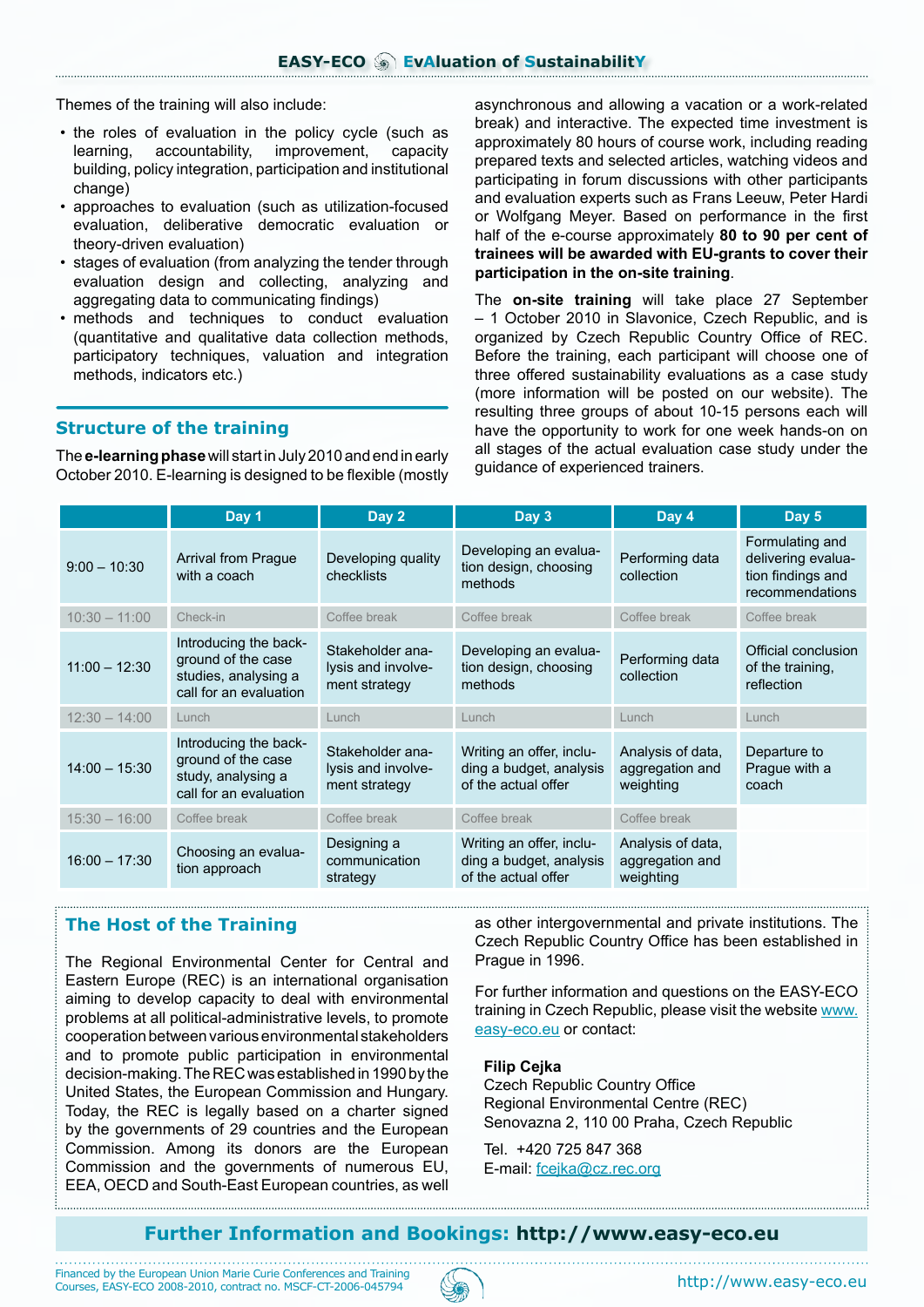Themes of the training will also include:

- the roles of evaluation in the policy cycle (such as learning, accountability, improvement, capacity building, policy integration, participation and institutional change)
- approaches to evaluation (such as utilization-focused evaluation, deliberative democratic evaluation or theory-driven evaluation)
- stages of evaluation (from analyzing the tender through evaluation design and collecting, analyzing and aggregating data to communicating findings)
- methods and techniques to conduct evaluation (quantitative and qualitative data collection methods, participatory techniques, valuation and integration methods, indicators etc.)

## Structure of the training

The **e-learning phase** will start in July 2010 and end in early October 2010. E-learning is designed to be flexible (mostly asynchronous and allowing a vacation or a work-related break) and interactive. The expected time investment is approximately 80 hours of course work, including reading prepared texts and selected articles, watching videos and participating in forum discussions with other participants and evaluation experts such as Frans Leeuw, Peter Hardi or Wolfgang Meyer. Based on performance in the first half of the e-course approximately **80 to 90 per cent of trainees will be awarded with EU-grants to cover their participation in the on-site training**.

The **on-site training** will take place 27 September – 1 October 2010 in Slavonice, Czech Republic, and is organized by Czech Republic Country Office of REC. Before the training, each participant will choose one of three offered sustainability evaluations as a case study (more information will be posted on our website). The resulting three groups of about 10-15 persons each will have the opportunity to work for one week hands-on on all stages of the actual evaluation case study under the guidance of experienced trainers.

| | Day 1 | Day 2 | Day 3 | Day 4 | Day 5 |
|---|---|---|---|---|---|
| 9:00 – 10:30 | Arrival from Prague with a coach | Developing quality checklists | Developing an evaluation design, choosing methods | Performing data collection | Formulating and delivering evaluation findings and recommendations |
| 10:30 – 11:00 | Check-in | Coffee break | Coffee break | Coffee break | Coffee break |
| 11:00 – 12:30 | Introducing the background of the case studies, analysing a call for an evaluation | Stakeholder analysis and involvement strategy | Developing an evaluation design, choosing methods | Performing data collection | Official conclusion of the training, reflection |
| 12:30 – 14:00 | Lunch | Lunch | Lunch | Lunch | Lunch |
| 14:00 – 15:30 | Introducing the background of the case study, analysing a call for an evaluation | Stakeholder analysis and involvement strategy | Writing an offer, including a budget, analysis of the actual offer | Analysis of data, aggregation and weighting | Departure to Prague with a coach |
| 15:30 – 16:00 | Coffee break | Coffee break | Coffee break | Coffee break | |
| 16:00 – 17:30 | Choosing an evaluation approach | Designing a communication strategy | Writing an offer, including a budget, analysis of the actual offer | Analysis of data, aggregation and weighting | |

## The Host of the Training

The Regional Environmental Center for Central and Eastern Europe (REC) is an international organisation aiming to develop capacity to deal with environmental problems at all political-administrative levels, to promote cooperation between various environmental stakeholders and to promote public participation in environmental decision-making. The REC was established in 1990 by the United States, the European Commission and Hungary. Today, the REC is legally based on a charter signed by the governments of 29 countries and the European Commission. Among its donors are the European Commission and the governments of numerous EU, EEA, OECD and South-East European countries, as well as other intergovernmental and private institutions. The Czech Republic Country Office has been established in Prague in 1996.

For further information and questions on the EASY-ECO training in Czech Republic, please visit the website www.easy-eco.eu or contact:

**Filip Cejka**
Czech Republic Country Office
Regional Environmental Centre (REC)
Senovazna 2, 110 00 Praha, Czech Republic

Tel. +420 725 847 368
E-mail: fcejka@cz.rec.org

**Further Information and Bookings: http://www.easy-eco.eu**

Financed by the European Union Marie Curie Conferences and Training Courses, EASY-ECO 2008-2010, contract no. MSCF-CT-2006-045794